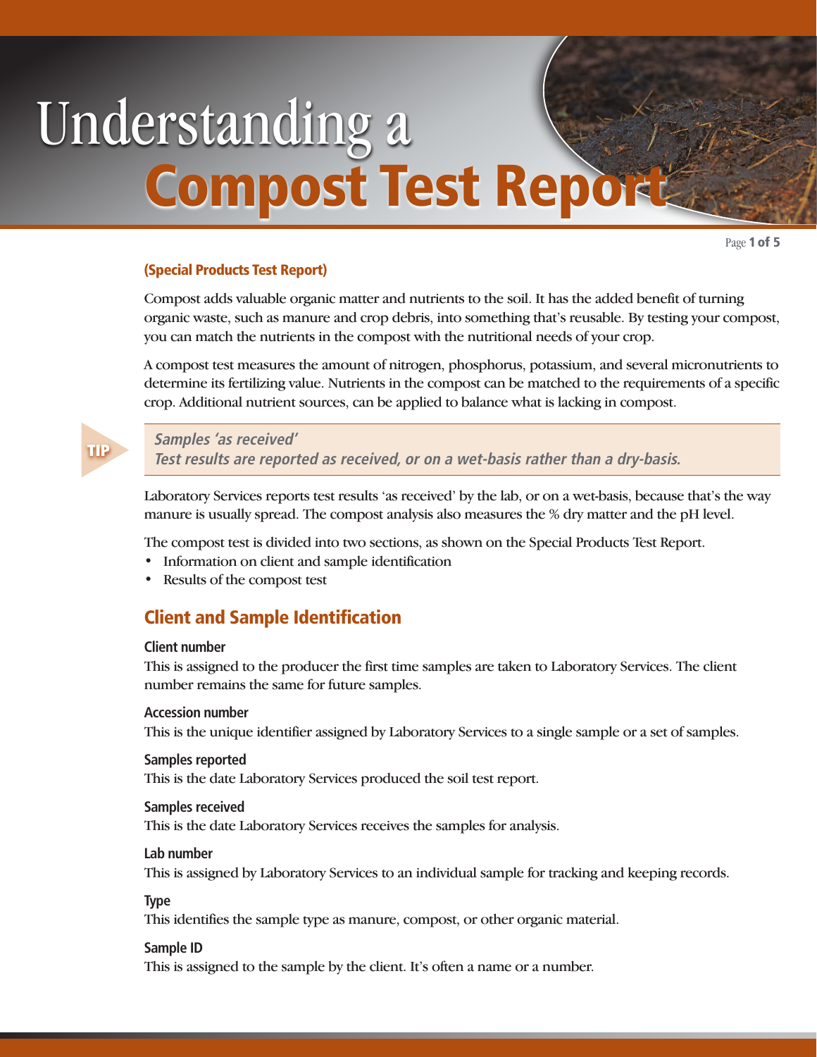# Understanding a Compost Test Report

**(Special Products Test Report)**

Compost adds valuable organic matter and nutrients to the soil. It has the added benefit of turning organic waste, such as manure and crop debris, into something that's reusable. By testing your compost, you can match the nutrients in the compost with the nutritional needs of your crop.

A compost test measures the amount of nitrogen, phosphorus, potassium, and several micronutrients to determine its fertilizing value. Nutrients in the compost can be matched to the requirements of a specific crop. Additional nutrient sources, can be applied to balance what is lacking in compost.

> **TIP**
> ***Samples 'as received'***
> ***Test results are reported as received, or on a wet-basis rather than a dry-basis.***

Laboratory Services reports test results 'as received' by the lab, or on a wet-basis, because that's the way manure is usually spread. The compost analysis also measures the % dry matter and the pH level.

The compost test is divided into two sections, as shown on the Special Products Test Report.

- Information on client and sample identification
- Results of the compost test

## Client and Sample Identification

**Client number**
This is assigned to the producer the first time samples are taken to Laboratory Services. The client number remains the same for future samples.

**Accession number**
This is the unique identifier assigned by Laboratory Services to a single sample or a set of samples.

**Samples reported**
This is the date Laboratory Services produced the soil test report.

**Samples received**
This is the date Laboratory Services receives the samples for analysis.

**Lab number**
This is assigned by Laboratory Services to an individual sample for tracking and keeping records.

**Type**
This identifies the sample type as manure, compost, or other organic material.

**Sample ID**
This is assigned to the sample by the client. It's often a name or a number.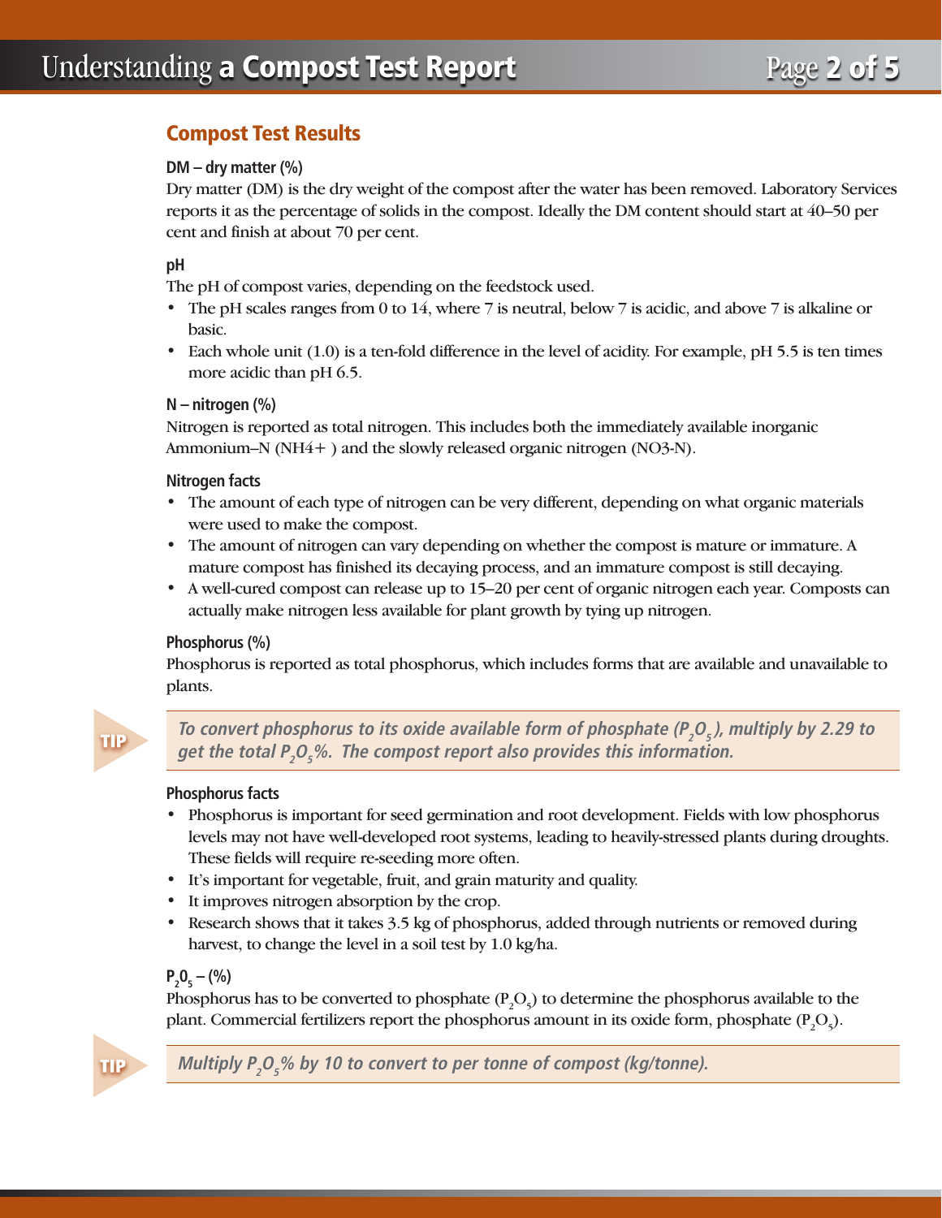## Compost Test Results

### DM – dry matter (%)

Dry matter (DM) is the dry weight of the compost after the water has been removed. Laboratory Services reports it as the percentage of solids in the compost. Ideally the DM content should start at 40–50 per cent and finish at about 70 per cent.

### pH

The pH of compost varies, depending on the feedstock used.

- The pH scales ranges from 0 to 14, where 7 is neutral, below 7 is acidic, and above 7 is alkaline or basic.
- Each whole unit (1.0) is a ten-fold difference in the level of acidity. For example, pH 5.5 is ten times more acidic than pH 6.5.

### N – nitrogen (%)

Nitrogen is reported as total nitrogen. This includes both the immediately available inorganic Ammonium–N ($NH4+$ ) and the slowly released organic nitrogen (NO3-N).

### Nitrogen facts

- The amount of each type of nitrogen can be very different, depending on what organic materials were used to make the compost.
- The amount of nitrogen can vary depending on whether the compost is mature or immature. A mature compost has finished its decaying process, and an immature compost is still decaying.
- A well-cured compost can release up to 15–20 per cent of organic nitrogen each year. Composts can actually make nitrogen less available for plant growth by tying up nitrogen.

### Phosphorus (%)

Phosphorus is reported as total phosphorus, which includes forms that are available and unavailable to plants.

> **TIP** *To convert phosphorus to its oxide available form of phosphate ($P_2O_5$), multiply by 2.29 to get the total $P_2O_5$%. The compost report also provides this information.*

### Phosphorus facts

- Phosphorus is important for seed germination and root development. Fields with low phosphorus levels may not have well-developed root systems, leading to heavily-stressed plants during droughts. These fields will require re-seeding more often.
- It's important for vegetable, fruit, and grain maturity and quality.
- It improves nitrogen absorption by the crop.
- Research shows that it takes 3.5 kg of phosphorus, added through nutrients or removed during harvest, to change the level in a soil test by 1.0 kg/ha.

### $P_20_5$ – (%)

Phosphorus has to be converted to phosphate ($P_2O_5$) to determine the phosphorus available to the plant. Commercial fertilizers report the phosphorus amount in its oxide form, phosphate ($P_2O_5$).

> **TIP** *Multiply $P_2O_5$% by 10 to convert to per tonne of compost (kg/tonne).*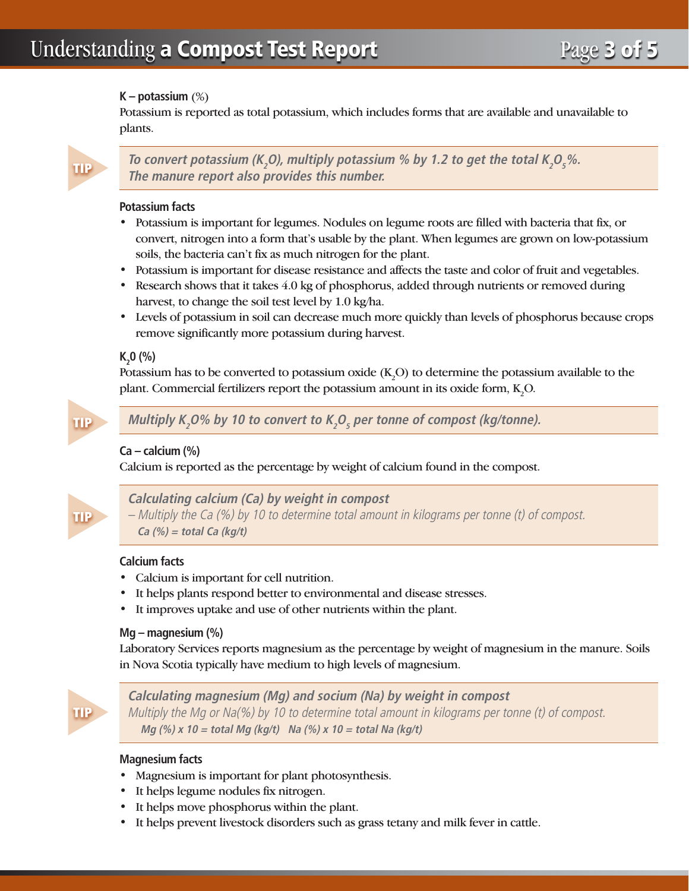#### K – potassium (%)

Potassium is reported as total potassium, which includes forms that are available and unavailable to plants.

> **TIP**
> ***To convert potassium ($K_2O$), multiply potassium % by 1.2 to get the total $K_2O_5$%. The manure report also provides this number.***

#### Potassium facts

- Potassium is important for legumes. Nodules on legume roots are filled with bacteria that fix, or convert, nitrogen into a form that's usable by the plant. When legumes are grown on low-potassium soils, the bacteria can't fix as much nitrogen for the plant.
- Potassium is important for disease resistance and affects the taste and color of fruit and vegetables.
- Research shows that it takes 4.0 kg of phosphorus, added through nutrients or removed during harvest, to change the soil test level by 1.0 kg/ha.
- Levels of potassium in soil can decrease much more quickly than levels of phosphorus because crops remove significantly more potassium during harvest.

#### $K_20$ (%)

Potassium has to be converted to potassium oxide ($K_2O$) to determine the potassium available to the plant. Commercial fertilizers report the potassium amount in its oxide form, $K_2O$.

> **TIP**
> ***Multiply $K_20$% by 10 to convert to $K_2O_5$ per tonne of compost (kg/tonne).***

#### Ca – calcium (%)

Calcium is reported as the percentage by weight of calcium found in the compost.

> **TIP**
> ***Calculating calcium (Ca) by weight in compost***
> *– Multiply the Ca (%) by 10 to determine total amount in kilograms per tonne (t) of compost.*
> ***Ca (%) = total Ca (kg/t)***

#### Calcium facts

- Calcium is important for cell nutrition.
- It helps plants respond better to environmental and disease stresses.
- It improves uptake and use of other nutrients within the plant.

#### Mg – magnesium (%)

Laboratory Services reports magnesium as the percentage by weight of magnesium in the manure. Soils in Nova Scotia typically have medium to high levels of magnesium.

> **TIP**
> ***Calculating magnesium (Mg) and socium (Na) by weight in compost***
> *Multiply the Mg or Na(%) by 10 to determine total amount in kilograms per tonne (t) of compost.*
> ***Mg (%) x 10 = total Mg (kg/t)   Na (%) x 10 = total Na (kg/t)***

#### Magnesium facts

- Magnesium is important for plant photosynthesis.
- It helps legume nodules fix nitrogen.
- It helps move phosphorus within the plant.
- It helps prevent livestock disorders such as grass tetany and milk fever in cattle.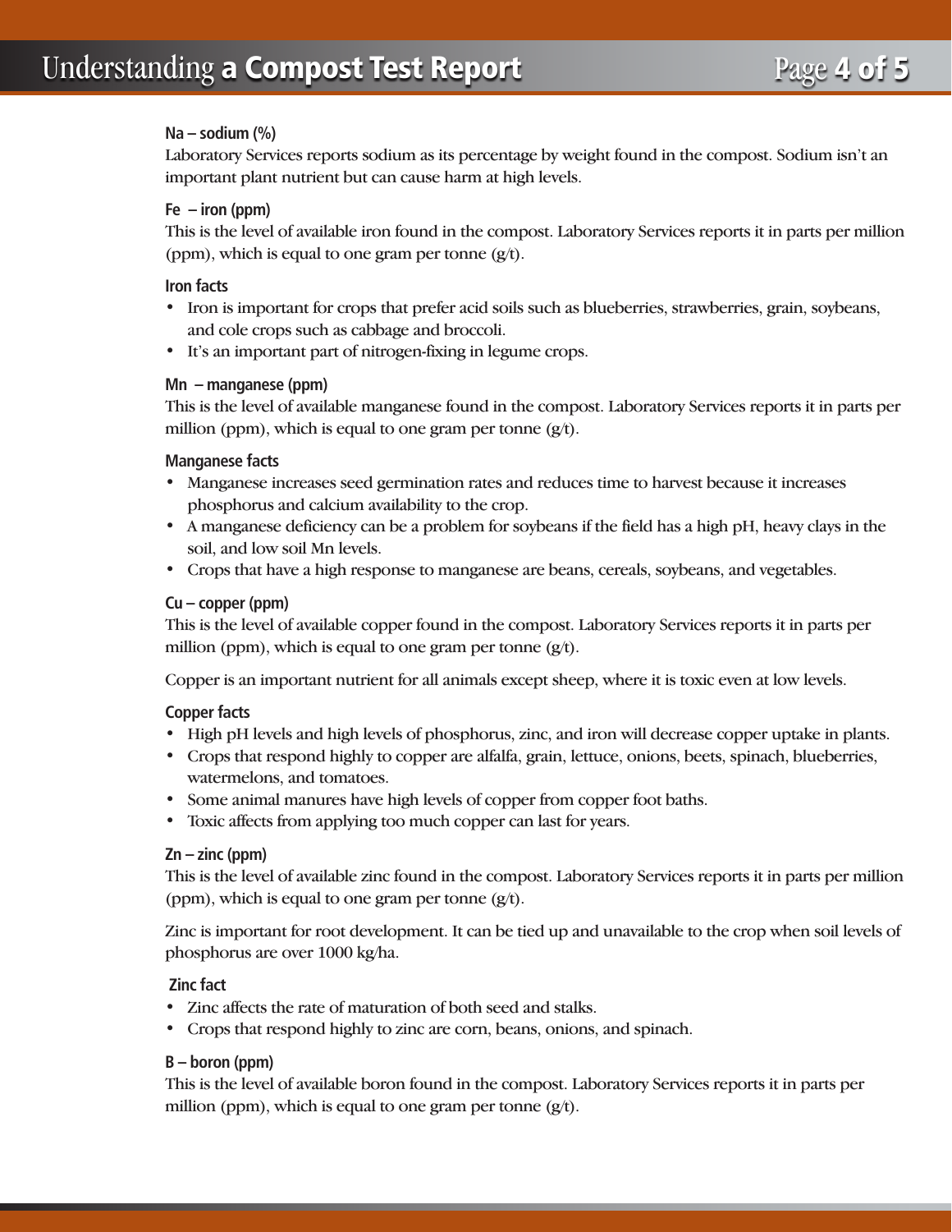### Na – sodium (%)

Laboratory Services reports sodium as its percentage by weight found in the compost. Sodium isn't an important plant nutrient but can cause harm at high levels.

### Fe – iron (ppm)

This is the level of available iron found in the compost. Laboratory Services reports it in parts per million (ppm), which is equal to one gram per tonne (g/t).

#### Iron facts

- Iron is important for crops that prefer acid soils such as blueberries, strawberries, grain, soybeans, and cole crops such as cabbage and broccoli.
- It's an important part of nitrogen-fixing in legume crops.

### Mn – manganese (ppm)

This is the level of available manganese found in the compost. Laboratory Services reports it in parts per million (ppm), which is equal to one gram per tonne (g/t).

#### Manganese facts

- Manganese increases seed germination rates and reduces time to harvest because it increases phosphorus and calcium availability to the crop.
- A manganese deficiency can be a problem for soybeans if the field has a high pH, heavy clays in the soil, and low soil Mn levels.
- Crops that have a high response to manganese are beans, cereals, soybeans, and vegetables.

### Cu – copper (ppm)

This is the level of available copper found in the compost. Laboratory Services reports it in parts per million (ppm), which is equal to one gram per tonne (g/t).

Copper is an important nutrient for all animals except sheep, where it is toxic even at low levels.

#### Copper facts

- High pH levels and high levels of phosphorus, zinc, and iron will decrease copper uptake in plants.
- Crops that respond highly to copper are alfalfa, grain, lettuce, onions, beets, spinach, blueberries, watermelons, and tomatoes.
- Some animal manures have high levels of copper from copper foot baths.
- Toxic affects from applying too much copper can last for years.

### Zn – zinc (ppm)

This is the level of available zinc found in the compost. Laboratory Services reports it in parts per million (ppm), which is equal to one gram per tonne (g/t).

Zinc is important for root development. It can be tied up and unavailable to the crop when soil levels of phosphorus are over 1000 kg/ha.

#### Zinc fact

- Zinc affects the rate of maturation of both seed and stalks.
- Crops that respond highly to zinc are corn, beans, onions, and spinach.

### B – boron (ppm)

This is the level of available boron found in the compost. Laboratory Services reports it in parts per million (ppm), which is equal to one gram per tonne (g/t).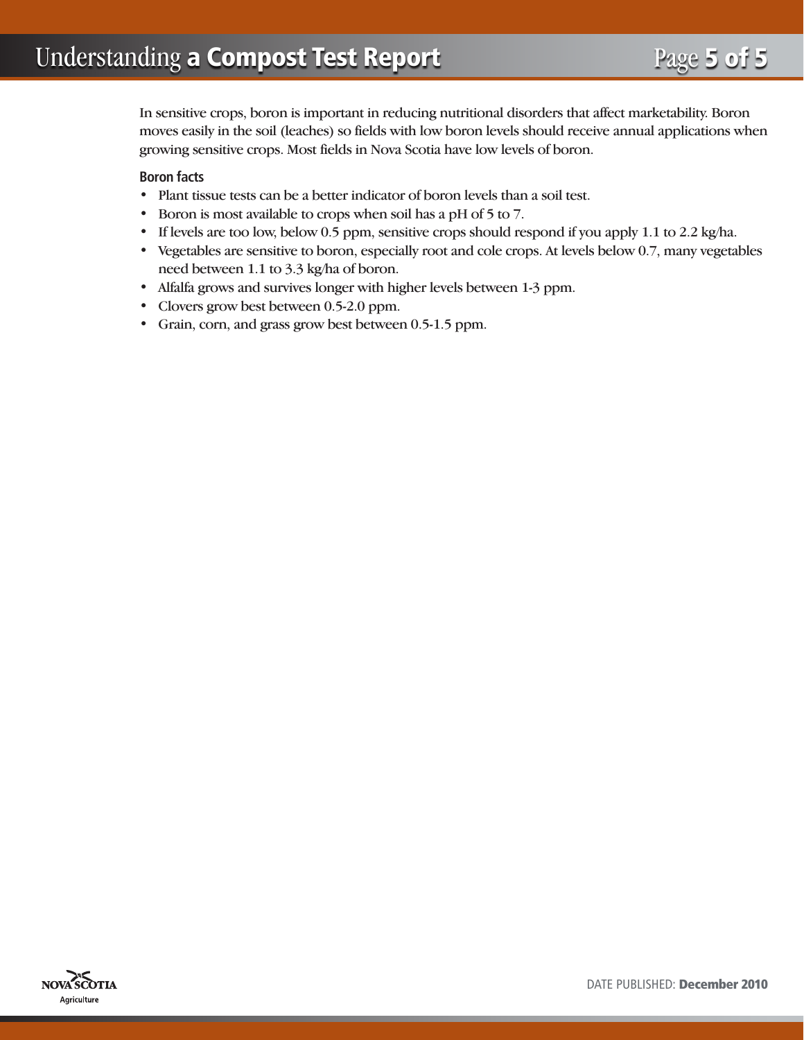In sensitive crops, boron is important in reducing nutritional disorders that affect marketability. Boron moves easily in the soil (leaches) so fields with low boron levels should receive annual applications when growing sensitive crops. Most fields in Nova Scotia have low levels of boron.

### Boron facts

- Plant tissue tests can be a better indicator of boron levels than a soil test.
- Boron is most available to crops when soil has a pH of 5 to 7.
- If levels are too low, below 0.5 ppm, sensitive crops should respond if you apply 1.1 to 2.2 kg/ha.
- Vegetables are sensitive to boron, especially root and cole crops. At levels below 0.7, many vegetables need between 1.1 to 3.3 kg/ha of boron.
- Alfalfa grows and survives longer with higher levels between 1-3 ppm.
- Clovers grow best between 0.5-2.0 ppm.
- Grain, corn, and grass grow best between 0.5-1.5 ppm.

DATE PUBLISHED: **December 2010**